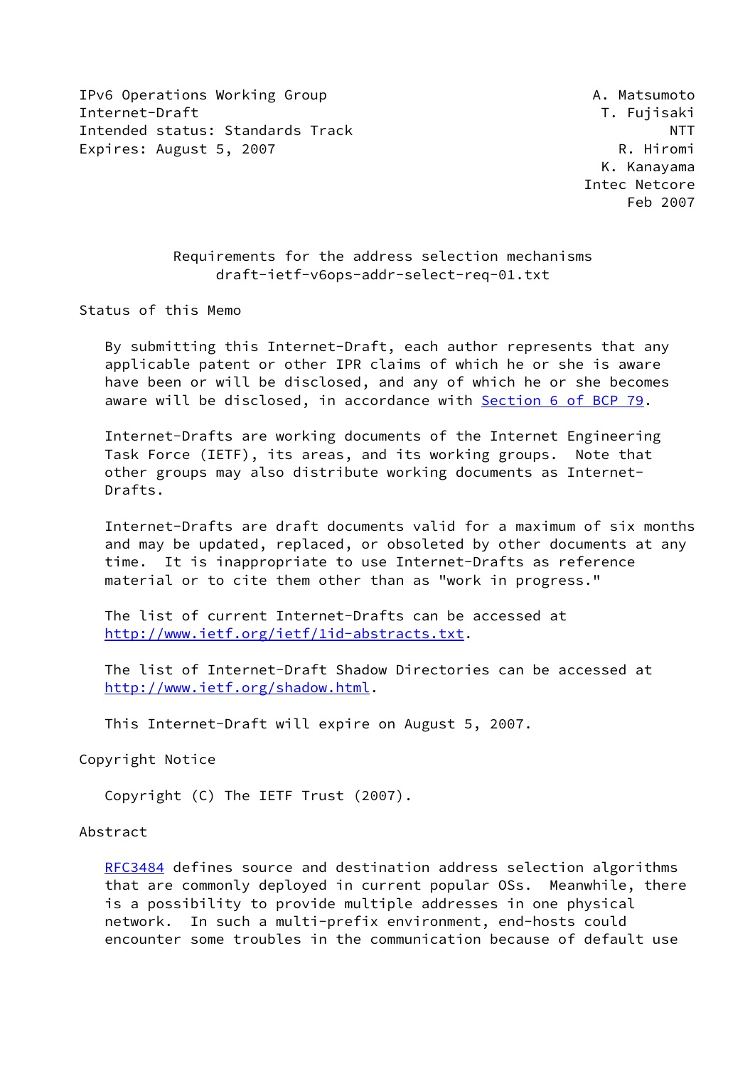IPv6 Operations Working Group A. Matsumoto
Internet-Draft T. Fujisaki
Intended status: Standards Track NTT
Expires: August 5, 2007 R. Hiromi
K. Kanayama
Intec Netcore
Feb 2007

# Requirements for the address selection mechanisms
## draft-ietf-v6ops-addr-select-req-01.txt

Status of this Memo

By submitting this Internet-Draft, each author represents that any applicable patent or other IPR claims of which he or she is aware have been or will be disclosed, and any of which he or she becomes aware will be disclosed, in accordance with Section 6 of BCP 79.

Internet-Drafts are working documents of the Internet Engineering Task Force (IETF), its areas, and its working groups. Note that other groups may also distribute working documents as Internet-Drafts.

Internet-Drafts are draft documents valid for a maximum of six months and may be updated, replaced, or obsoleted by other documents at any time. It is inappropriate to use Internet-Drafts as reference material or to cite them other than as "work in progress."

The list of current Internet-Drafts can be accessed at http://www.ietf.org/ietf/1id-abstracts.txt.

The list of Internet-Draft Shadow Directories can be accessed at http://www.ietf.org/shadow.html.

This Internet-Draft will expire on August 5, 2007.

Copyright Notice

Copyright (C) The IETF Trust (2007).

Abstract

RFC3484 defines source and destination address selection algorithms that are commonly deployed in current popular OSs. Meanwhile, there is a possibility to provide multiple addresses in one physical network. In such a multi-prefix environment, end-hosts could encounter some troubles in the communication because of default use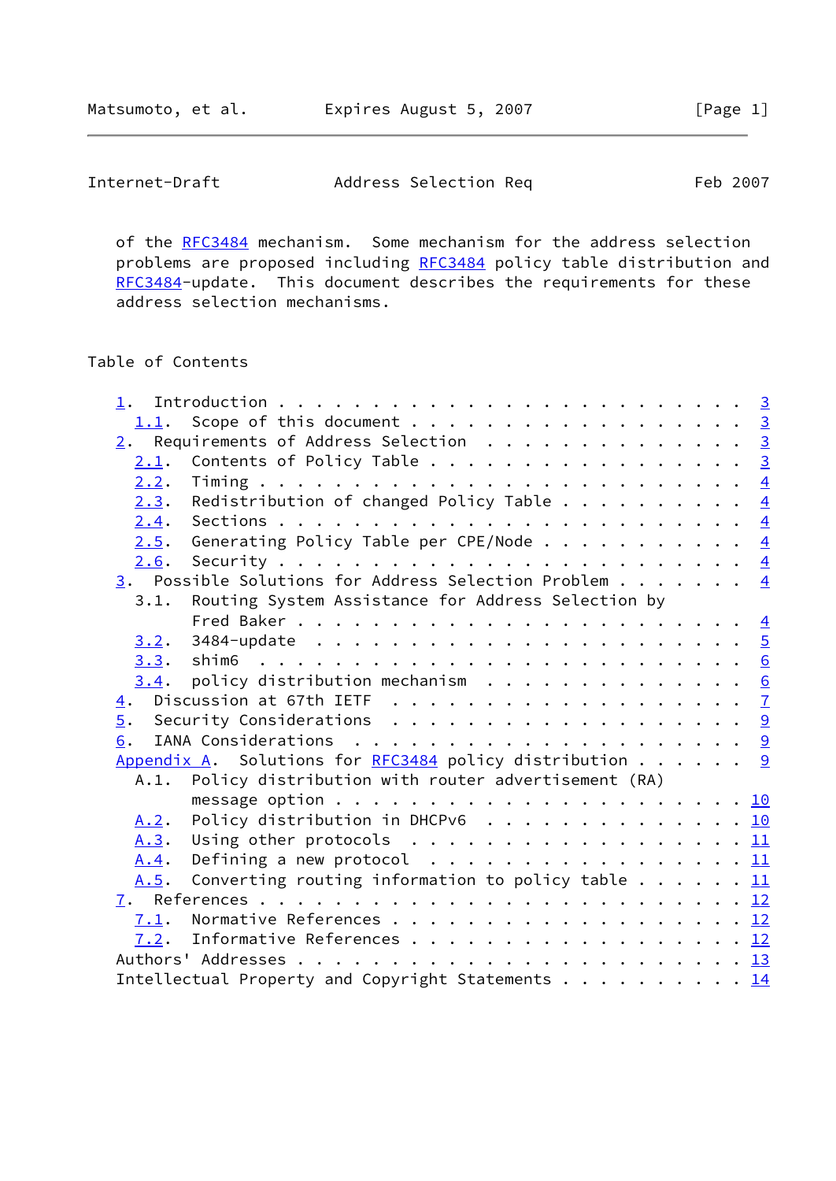of the RFC3484 mechanism. Some mechanism for the address selection problems are proposed including RFC3484 policy table distribution and RFC3484-update. This document describes the requirements for these address selection mechanisms.

## Table of Contents

- 1. Introduction . . . . . . . . . . . . . . . . . . . . . . . . . 3
  - 1.1. Scope of this document . . . . . . . . . . . . . . . . . . 3
- 2. Requirements of Address Selection . . . . . . . . . . . . . . . 3
  - 2.1. Contents of Policy Table . . . . . . . . . . . . . . . . . 3
  - 2.2. Timing . . . . . . . . . . . . . . . . . . . . . . . . . . 4
  - 2.3. Redistribution of changed Policy Table . . . . . . . . . . 4
  - 2.4. Sections . . . . . . . . . . . . . . . . . . . . . . . . . 4
  - 2.5. Generating Policy Table per CPE/Node . . . . . . . . . . . 4
  - 2.6. Security . . . . . . . . . . . . . . . . . . . . . . . . . 4
- 3. Possible Solutions for Address Selection Problem . . . . . . . 4
  - 3.1. Routing System Assistance for Address Selection by Fred Baker . . . . . . . . . . . . . . . . . . . . . . . . 4
  - 3.2. 3484-update . . . . . . . . . . . . . . . . . . . . . . . 5
  - 3.3. shim6 . . . . . . . . . . . . . . . . . . . . . . . . . . 6
  - 3.4. policy distribution mechanism . . . . . . . . . . . . . . 6
- 4. Discussion at 67th IETF . . . . . . . . . . . . . . . . . . . . 7
- 5. Security Considerations . . . . . . . . . . . . . . . . . . . . 9
- 6. IANA Considerations . . . . . . . . . . . . . . . . . . . . . . 9
- Appendix A. Solutions for RFC3484 policy distribution . . . . . . 9
  - A.1. Policy distribution with router advertisement (RA) message option . . . . . . . . . . . . . . . . . . . . . . 10
  - A.2. Policy distribution in DHCPv6 . . . . . . . . . . . . . . 10
  - A.3. Using other protocols . . . . . . . . . . . . . . . . . . 11
  - A.4. Defining a new protocol . . . . . . . . . . . . . . . . . 11
  - A.5. Converting routing information to policy table . . . . . . 11
- 7. References . . . . . . . . . . . . . . . . . . . . . . . . . . 12
  - 7.1. Normative References . . . . . . . . . . . . . . . . . . . 12
  - 7.2. Informative References . . . . . . . . . . . . . . . . . . 12
- Authors' Addresses . . . . . . . . . . . . . . . . . . . . . . . . 13
- Intellectual Property and Copyright Statements . . . . . . . . . . 14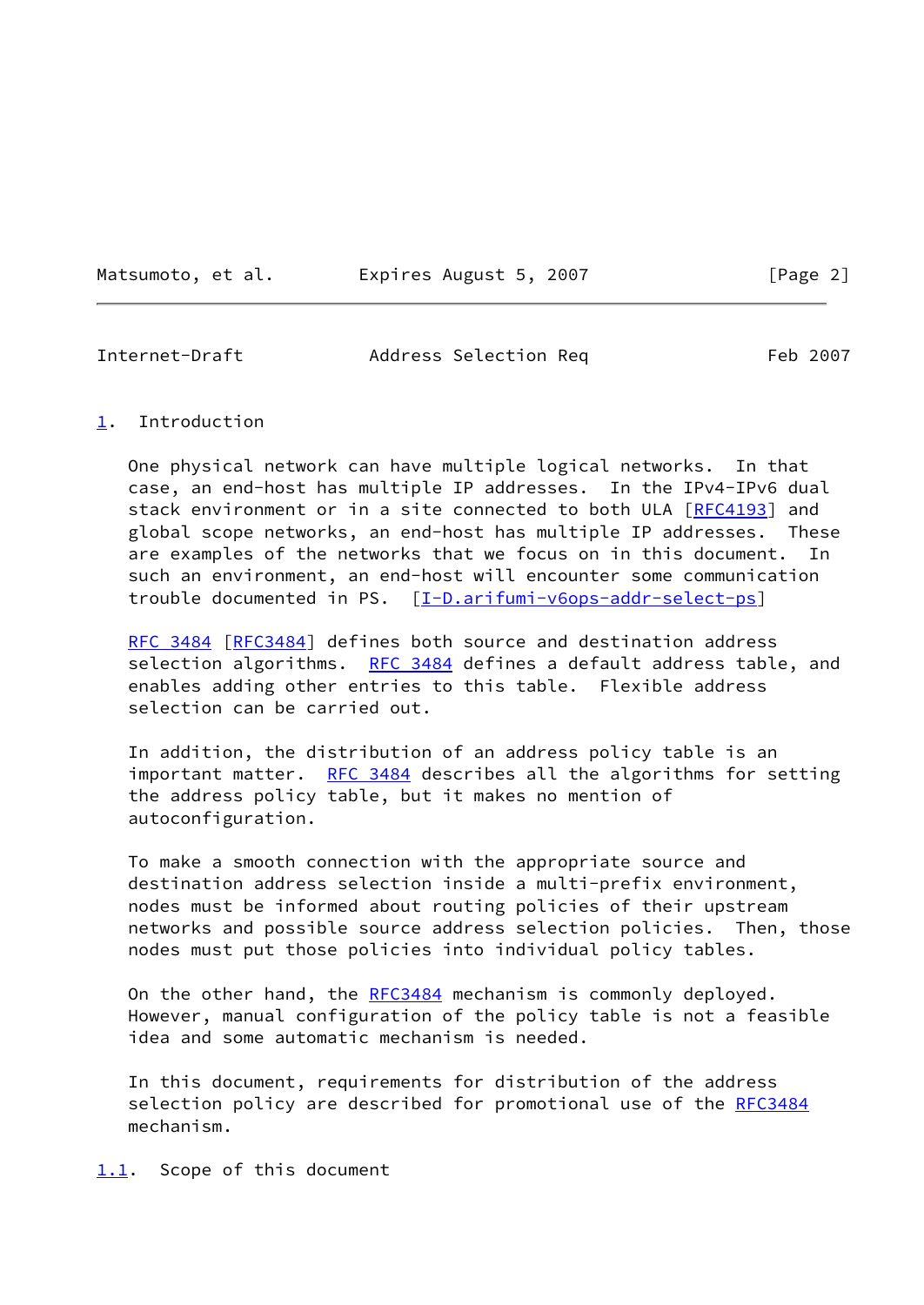## 1. Introduction

One physical network can have multiple logical networks. In that case, an end-host has multiple IP addresses. In the IPv4-IPv6 dual stack environment or in a site connected to both ULA [RFC4193] and global scope networks, an end-host has multiple IP addresses. These are examples of the networks that we focus on in this document. In such an environment, an end-host will encounter some communication trouble documented in PS. [I-D.arifumi-v6ops-addr-select-ps]

RFC 3484 [RFC3484] defines both source and destination address selection algorithms. RFC 3484 defines a default address table, and enables adding other entries to this table. Flexible address selection can be carried out.

In addition, the distribution of an address policy table is an important matter. RFC 3484 describes all the algorithms for setting the address policy table, but it makes no mention of autoconfiguration.

To make a smooth connection with the appropriate source and destination address selection inside a multi-prefix environment, nodes must be informed about routing policies of their upstream networks and possible source address selection policies. Then, those nodes must put those policies into individual policy tables.

On the other hand, the RFC3484 mechanism is commonly deployed. However, manual configuration of the policy table is not a feasible idea and some automatic mechanism is needed.

In this document, requirements for distribution of the address selection policy are described for promotional use of the RFC3484 mechanism.

### 1.1. Scope of this document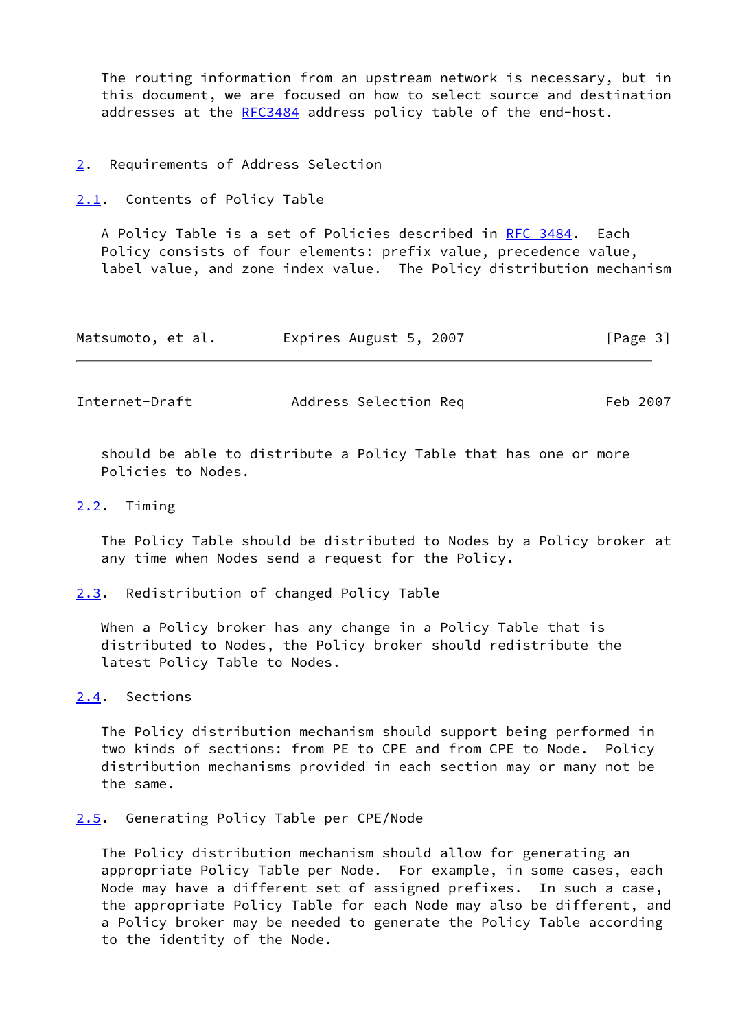The routing information from an upstream network is necessary, but in this document, we are focused on how to select source and destination addresses at the RFC3484 address policy table of the end-host.

## 2. Requirements of Address Selection

### 2.1. Contents of Policy Table

A Policy Table is a set of Policies described in RFC 3484. Each Policy consists of four elements: prefix value, precedence value, label value, and zone index value. The Policy distribution mechanism should be able to distribute a Policy Table that has one or more Policies to Nodes.

### 2.2. Timing

The Policy Table should be distributed to Nodes by a Policy broker at any time when Nodes send a request for the Policy.

### 2.3. Redistribution of changed Policy Table

When a Policy broker has any change in a Policy Table that is distributed to Nodes, the Policy broker should redistribute the latest Policy Table to Nodes.

### 2.4. Sections

The Policy distribution mechanism should support being performed in two kinds of sections: from PE to CPE and from CPE to Node. Policy distribution mechanisms provided in each section may or many not be the same.

### 2.5. Generating Policy Table per CPE/Node

The Policy distribution mechanism should allow for generating an appropriate Policy Table per Node. For example, in some cases, each Node may have a different set of assigned prefixes. In such a case, the appropriate Policy Table for each Node may also be different, and a Policy broker may be needed to generate the Policy Table according to the identity of the Node.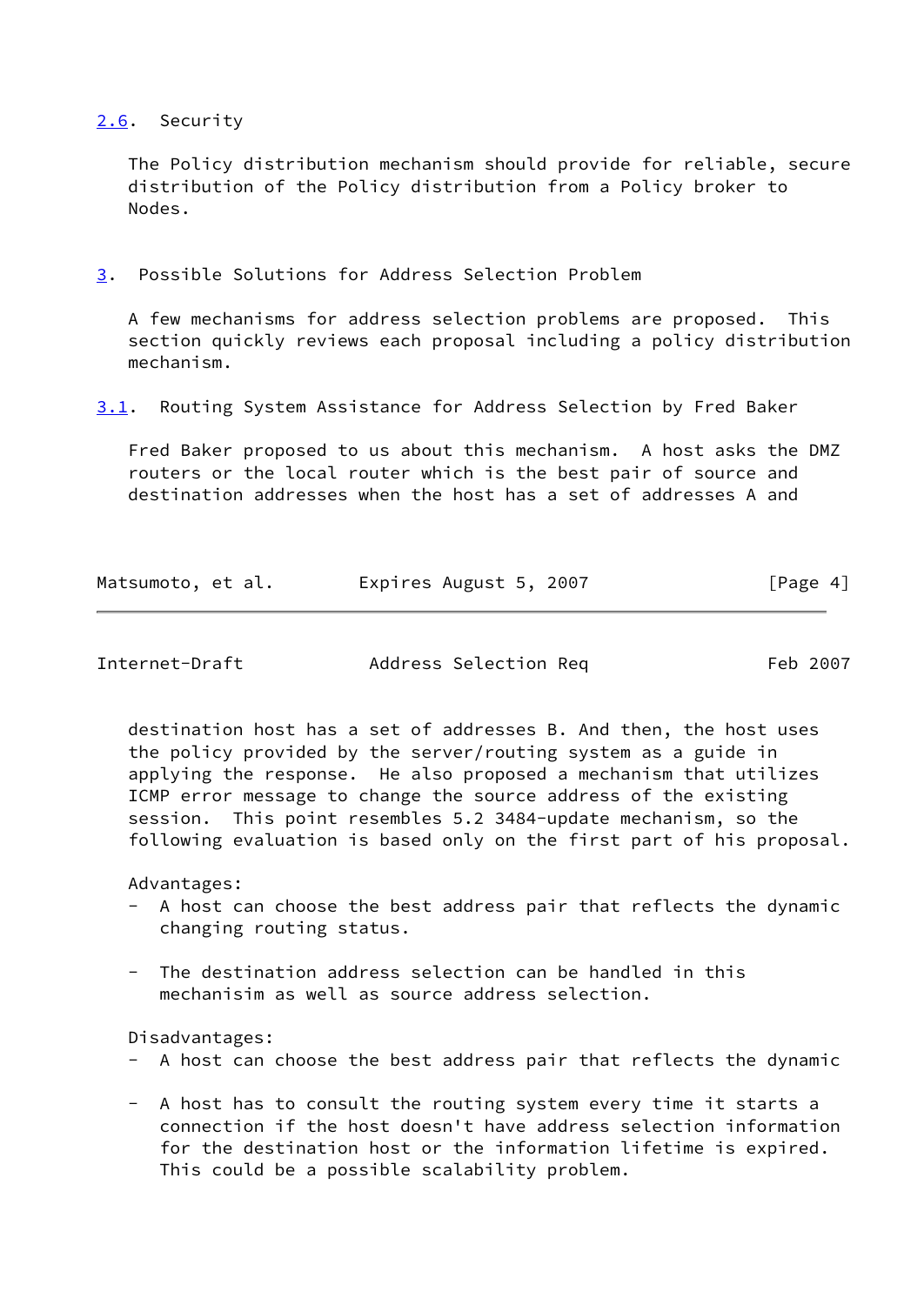## 2.6. Security

The Policy distribution mechanism should provide for reliable, secure distribution of the Policy distribution from a Policy broker to Nodes.

# 3. Possible Solutions for Address Selection Problem

A few mechanisms for address selection problems are proposed. This section quickly reviews each proposal including a policy distribution mechanism.

## 3.1. Routing System Assistance for Address Selection by Fred Baker

Fred Baker proposed to us about this mechanism. A host asks the DMZ routers or the local router which is the best pair of source and destination addresses when the host has a set of addresses A and destination host has a set of addresses B. And then, the host uses the policy provided by the server/routing system as a guide in applying the response. He also proposed a mechanism that utilizes ICMP error message to change the source address of the existing session. This point resembles 5.2 3484-update mechanism, so the following evaluation is based only on the first part of his proposal.

Advantages:

- A host can choose the best address pair that reflects the dynamic changing routing status.

- The destination address selection can be handled in this mechanisim as well as source address selection.

Disadvantages:

- A host can choose the best address pair that reflects the dynamic

- A host has to consult the routing system every time it starts a connection if the host doesn't have address selection information for the destination host or the information lifetime is expired. This could be a possible scalability problem.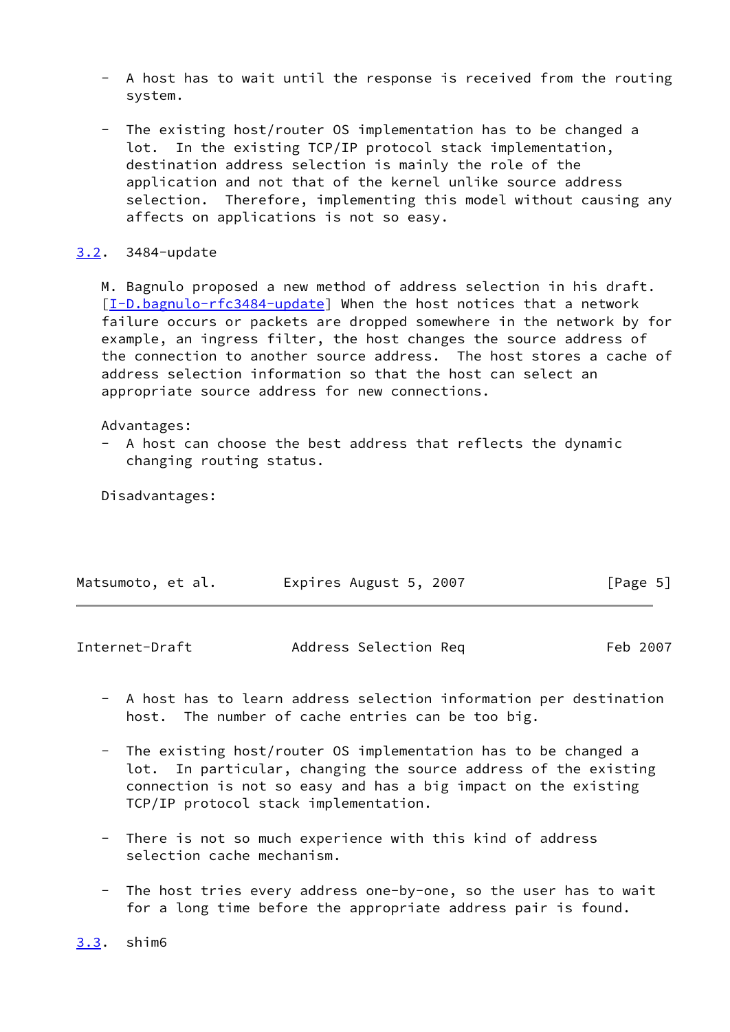- A host has to wait until the response is received from the routing system.

- The existing host/router OS implementation has to be changed a lot. In the existing TCP/IP protocol stack implementation, destination address selection is mainly the role of the application and not that of the kernel unlike source address selection. Therefore, implementing this model without causing any affects on applications is not so easy.

### 3.2. 3484-update

M. Bagnulo proposed a new method of address selection in his draft. [I-D.bagnulo-rfc3484-update] When the host notices that a network failure occurs or packets are dropped somewhere in the network by for example, an ingress filter, the host changes the source address of the connection to another source address. The host stores a cache of address selection information so that the host can select an appropriate source address for new connections.

Advantages:

- A host can choose the best address that reflects the dynamic changing routing status.

Disadvantages:

- A host has to learn address selection information per destination host. The number of cache entries can be too big.

- The existing host/router OS implementation has to be changed a lot. In particular, changing the source address of the existing connection is not so easy and has a big impact on the existing TCP/IP protocol stack implementation.

- There is not so much experience with this kind of address selection cache mechanism.

- The host tries every address one-by-one, so the user has to wait for a long time before the appropriate address pair is found.

### 3.3. shim6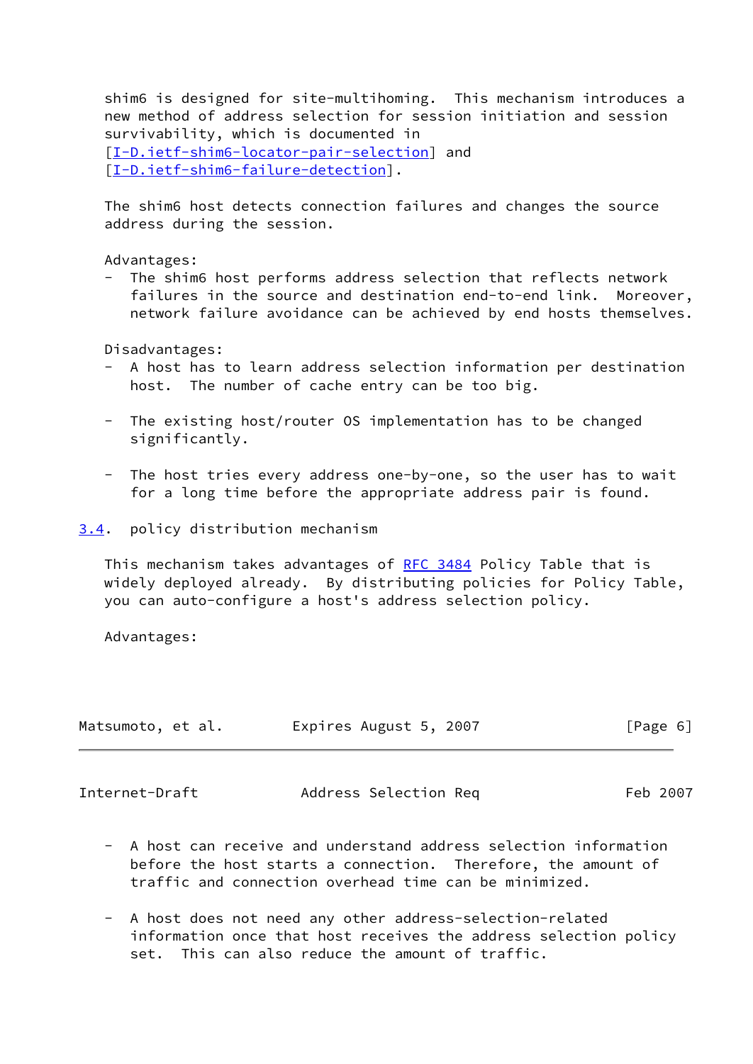shim6 is designed for site-multihoming. This mechanism introduces a new method of address selection for session initiation and session survivability, which is documented in [I-D.ietf-shim6-locator-pair-selection] and [I-D.ietf-shim6-failure-detection].

The shim6 host detects connection failures and changes the source address during the session.

Advantages:

- The shim6 host performs address selection that reflects network failures in the source and destination end-to-end link. Moreover, network failure avoidance can be achieved by end hosts themselves.

Disadvantages:

- A host has to learn address selection information per destination host. The number of cache entry can be too big.

- The existing host/router OS implementation has to be changed significantly.

- The host tries every address one-by-one, so the user has to wait for a long time before the appropriate address pair is found.

### 3.4. policy distribution mechanism

This mechanism takes advantages of RFC 3484 Policy Table that is widely deployed already. By distributing policies for Policy Table, you can auto-configure a host's address selection policy.

Advantages:

- A host can receive and understand address selection information before the host starts a connection. Therefore, the amount of traffic and connection overhead time can be minimized.

- A host does not need any other address-selection-related information once that host receives the address selection policy set. This can also reduce the amount of traffic.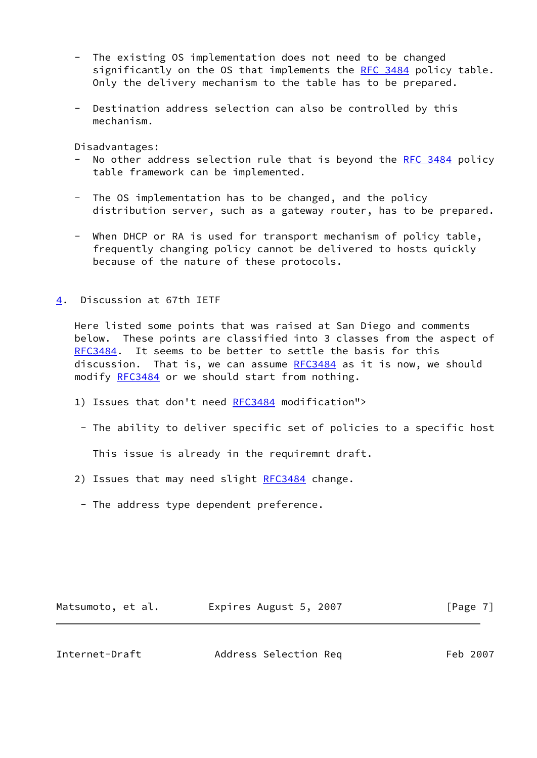- The existing OS implementation does not need to be changed significantly on the OS that implements the RFC 3484 policy table. Only the delivery mechanism to the table has to be prepared.

- Destination address selection can also be controlled by this mechanism.

Disadvantages:

- No other address selection rule that is beyond the RFC 3484 policy table framework can be implemented.

- The OS implementation has to be changed, and the policy distribution server, such as a gateway router, has to be prepared.

- When DHCP or RA is used for transport mechanism of policy table, frequently changing policy cannot be delivered to hosts quickly because of the nature of these protocols.

## 4. Discussion at 67th IETF

Here listed some points that was raised at San Diego and comments below. These points are classified into 3 classes from the aspect of RFC3484. It seems to be better to settle the basis for this discussion. That is, we can assume RFC3484 as it is now, we should modify RFC3484 or we should start from nothing.

1) Issues that don't need RFC3484 modification">

 - The ability to deliver specific set of policies to a specific host

   This issue is already in the requiremnt draft.

2) Issues that may need slight RFC3484 change.

 - The address type dependent preference.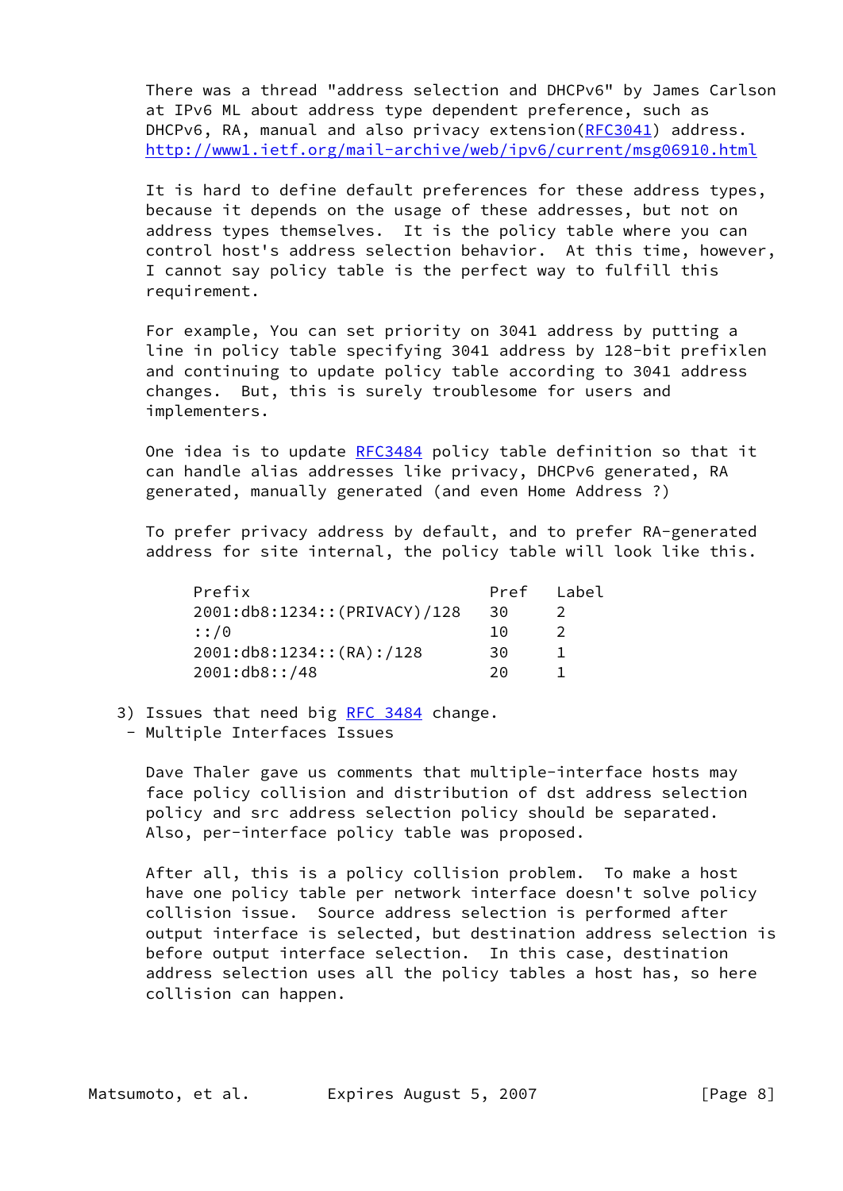There was a thread "address selection and DHCPv6" by James Carlson at IPv6 ML about address type dependent preference, such as DHCPv6, RA, manual and also privacy extension(RFC3041) address. http://www1.ietf.org/mail-archive/web/ipv6/current/msg06910.html

It is hard to define default preferences for these address types, because it depends on the usage of these addresses, but not on address types themselves. It is the policy table where you can control host's address selection behavior. At this time, however, I cannot say policy table is the perfect way to fulfill this requirement.

For example, You can set priority on 3041 address by putting a line in policy table specifying 3041 address by 128-bit prefixlen and continuing to update policy table according to 3041 address changes. But, this is surely troublesome for users and implementers.

One idea is to update RFC3484 policy table definition so that it can handle alias addresses like privacy, DHCPv6 generated, RA generated, manually generated (and even Home Address ?)

To prefer privacy address by default, and to prefer RA-generated address for site internal, the policy table will look like this.

| Prefix | Pref | Label |
|---|---|---|
| 2001:db8:1234::(PRIVACY)/128 | 30 | 2 |
| ::/0 | 10 | 2 |
| 2001:db8:1234::(RA):/128 | 30 | 1 |
| 2001:db8::/48 | 20 | 1 |

3) Issues that need big RFC 3484 change.

- Multiple Interfaces Issues

Dave Thaler gave us comments that multiple-interface hosts may face policy collision and distribution of dst address selection policy and src address selection policy should be separated. Also, per-interface policy table was proposed.

After all, this is a policy collision problem. To make a host have one policy table per network interface doesn't solve policy collision issue. Source address selection is performed after output interface is selected, but destination address selection is before output interface selection. In this case, destination address selection uses all the policy tables a host has, so here collision can happen.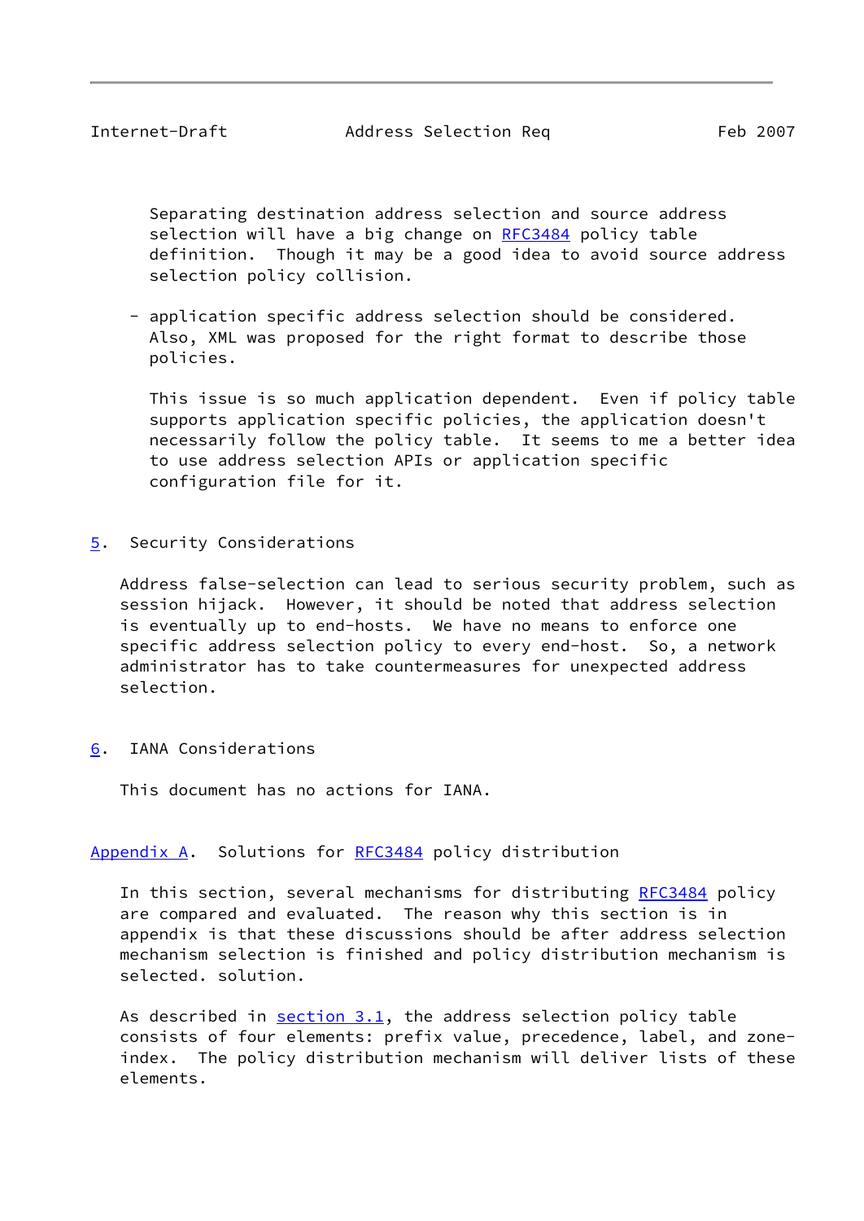Separating destination address selection and source address selection will have a big change on RFC3484 policy table definition. Though it may be a good idea to avoid source address selection policy collision.

- application specific address selection should be considered. Also, XML was proposed for the right format to describe those policies.

  This issue is so much application dependent. Even if policy table supports application specific policies, the application doesn't necessarily follow the policy table. It seems to me a better idea to use address selection APIs or application specific configuration file for it.

## 5. Security Considerations

Address false-selection can lead to serious security problem, such as session hijack. However, it should be noted that address selection is eventually up to end-hosts. We have no means to enforce one specific address selection policy to every end-host. So, a network administrator has to take countermeasures for unexpected address selection.

## 6. IANA Considerations

This document has no actions for IANA.

## Appendix A. Solutions for RFC3484 policy distribution

In this section, several mechanisms for distributing RFC3484 policy are compared and evaluated. The reason why this section is in appendix is that these discussions should be after address selection mechanism selection is finished and policy distribution mechanism is selected. solution.

As described in section 3.1, the address selection policy table consists of four elements: prefix value, precedence, label, and zone-index. The policy distribution mechanism will deliver lists of these elements.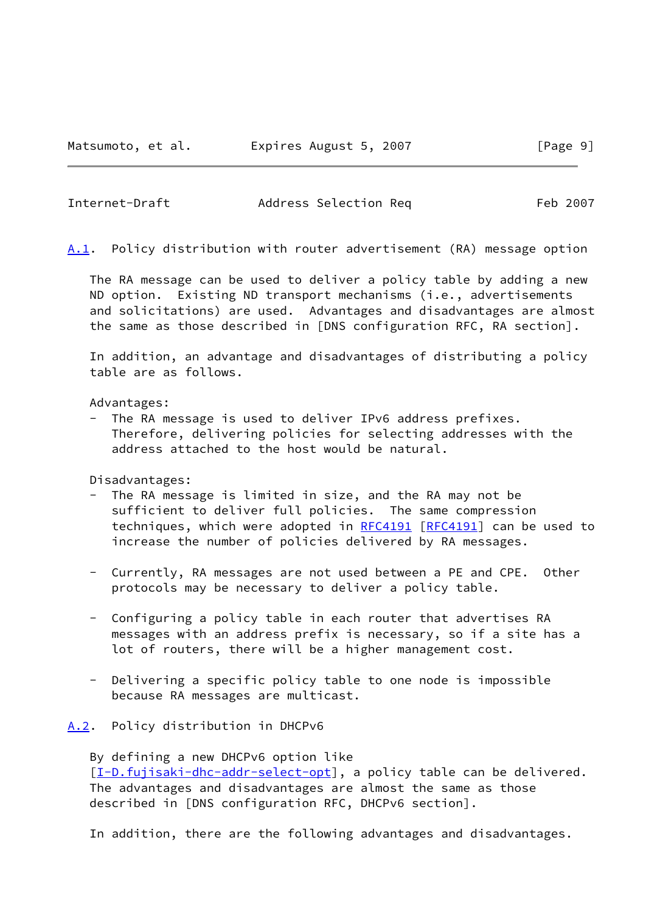## A.1. Policy distribution with router advertisement (RA) message option

The RA message can be used to deliver a policy table by adding a new ND option. Existing ND transport mechanisms (i.e., advertisements and solicitations) are used. Advantages and disadvantages are almost the same as those described in [DNS configuration RFC, RA section].

In addition, an advantage and disadvantages of distributing a policy table are as follows.

Advantages:

- The RA message is used to deliver IPv6 address prefixes. Therefore, delivering policies for selecting addresses with the address attached to the host would be natural.

Disadvantages:

- The RA message is limited in size, and the RA may not be sufficient to deliver full policies. The same compression techniques, which were adopted in RFC4191 [RFC4191] can be used to increase the number of policies delivered by RA messages.

- Currently, RA messages are not used between a PE and CPE. Other protocols may be necessary to deliver a policy table.

- Configuring a policy table in each router that advertises RA messages with an address prefix is necessary, so if a site has a lot of routers, there will be a higher management cost.

- Delivering a specific policy table to one node is impossible because RA messages are multicast.

## A.2. Policy distribution in DHCPv6

By defining a new DHCPv6 option like [I-D.fujisaki-dhc-addr-select-opt], a policy table can be delivered. The advantages and disadvantages are almost the same as those described in [DNS configuration RFC, DHCPv6 section].

In addition, there are the following advantages and disadvantages.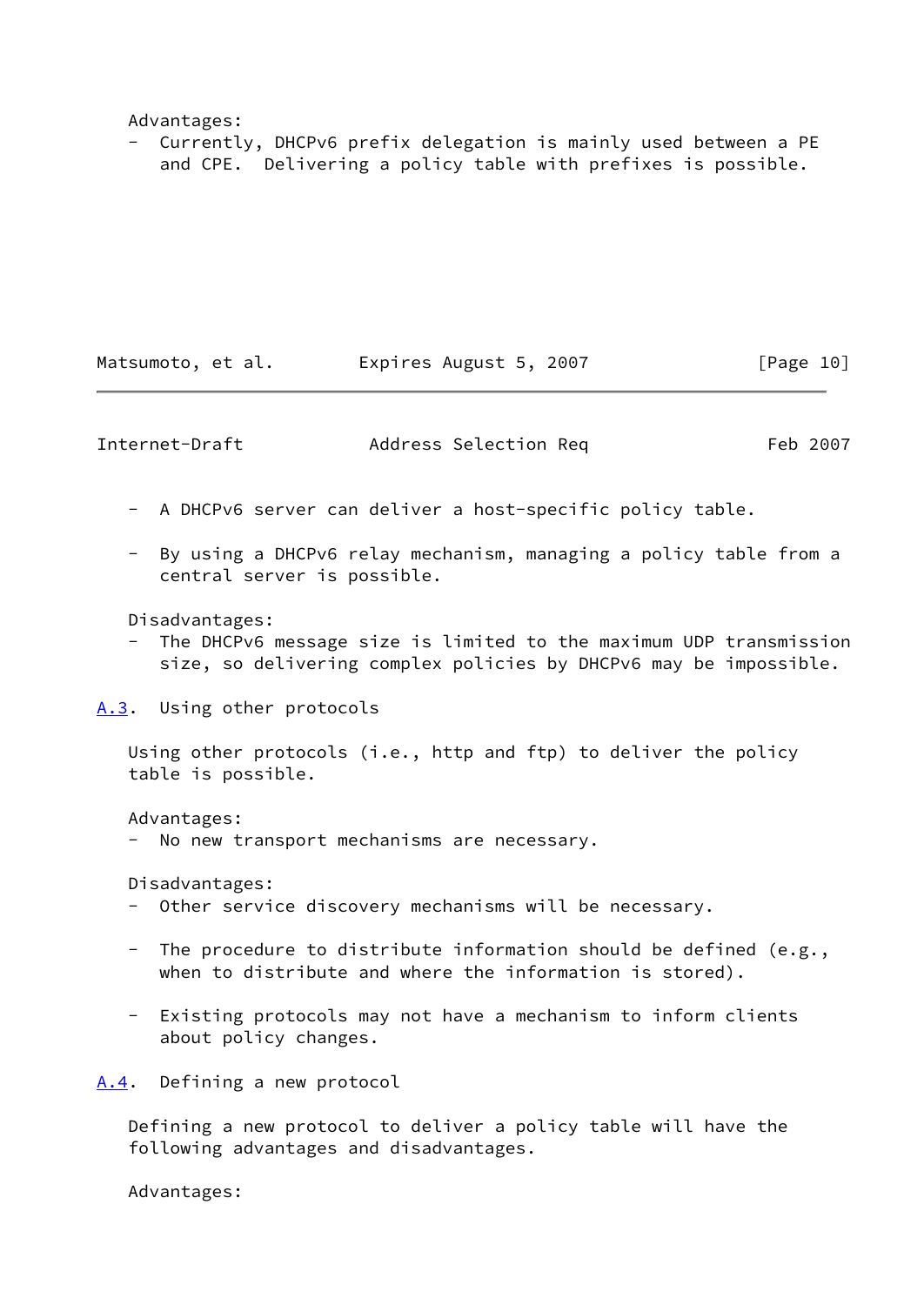Advantages:

- Currently, DHCPv6 prefix delegation is mainly used between a PE and CPE. Delivering a policy table with prefixes is possible.
- A DHCPv6 server can deliver a host-specific policy table.
- By using a DHCPv6 relay mechanism, managing a policy table from a central server is possible.

Disadvantages:

- The DHCPv6 message size is limited to the maximum UDP transmission size, so delivering complex policies by DHCPv6 may be impossible.

### A.3. Using other protocols

Using other protocols (i.e., http and ftp) to deliver the policy table is possible.

Advantages:

- No new transport mechanisms are necessary.

Disadvantages:

- Other service discovery mechanisms will be necessary.
- The procedure to distribute information should be defined (e.g., when to distribute and where the information is stored).
- Existing protocols may not have a mechanism to inform clients about policy changes.

### A.4. Defining a new protocol

Defining a new protocol to deliver a policy table will have the following advantages and disadvantages.

Advantages: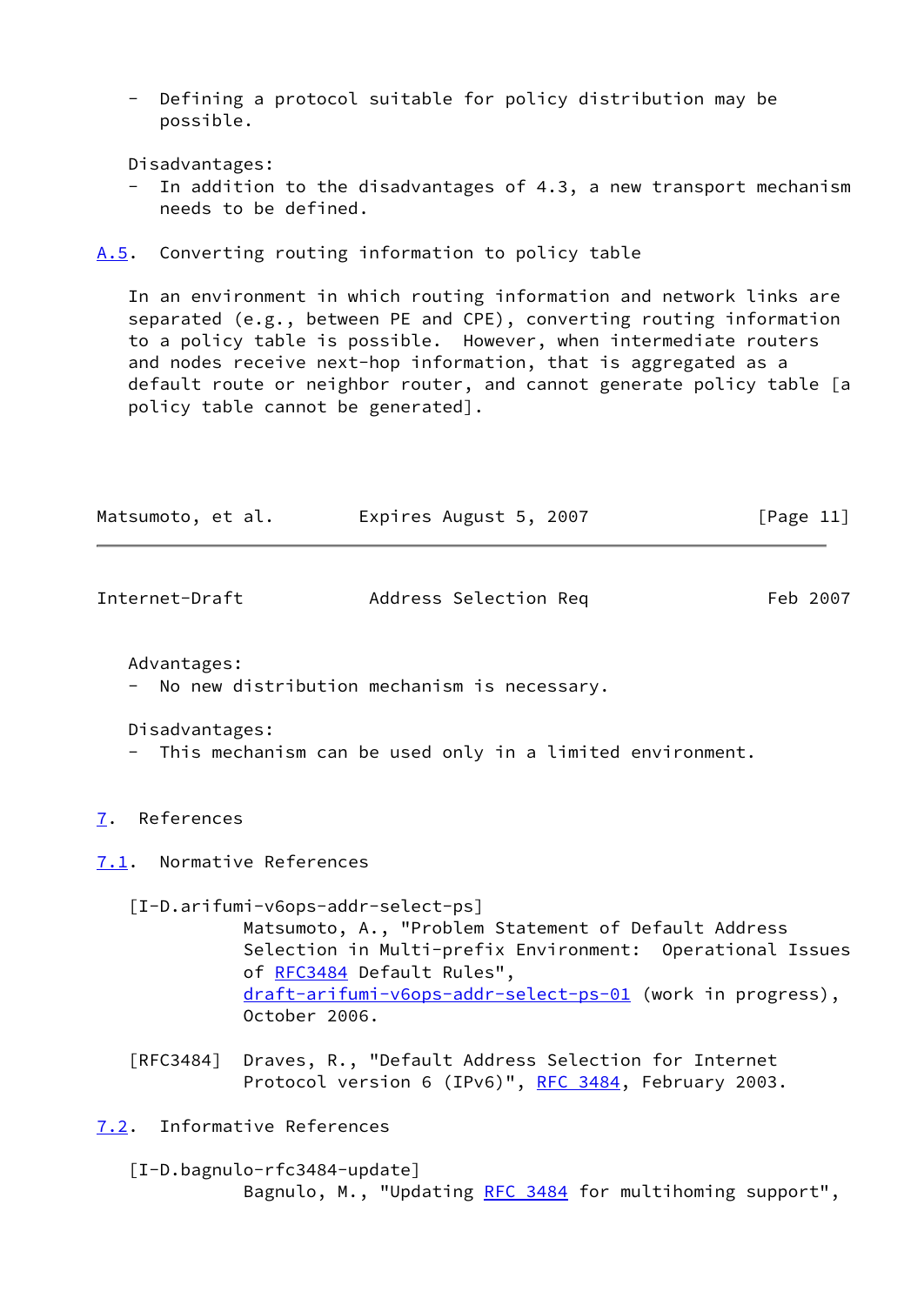- Defining a protocol suitable for policy distribution may be possible.

Disadvantages:

- In addition to the disadvantages of 4.3, a new transport mechanism needs to be defined.

### A.5. Converting routing information to policy table

In an environment in which routing information and network links are separated (e.g., between PE and CPE), converting routing information to a policy table is possible. However, when intermediate routers and nodes receive next-hop information, that is aggregated as a default route or neighbor router, and cannot generate policy table [a policy table cannot be generated].

Advantages:

- No new distribution mechanism is necessary.

Disadvantages:

- This mechanism can be used only in a limited environment.

## 7. References

### 7.1. Normative References

[I-D.arifumi-v6ops-addr-select-ps]
Matsumoto, A., "Problem Statement of Default Address Selection in Multi-prefix Environment: Operational Issues of RFC3484 Default Rules", draft-arifumi-v6ops-addr-select-ps-01 (work in progress), October 2006.

[RFC3484] Draves, R., "Default Address Selection for Internet Protocol version 6 (IPv6)", RFC 3484, February 2003.

### 7.2. Informative References

[I-D.bagnulo-rfc3484-update]
Bagnulo, M., "Updating RFC 3484 for multihoming support",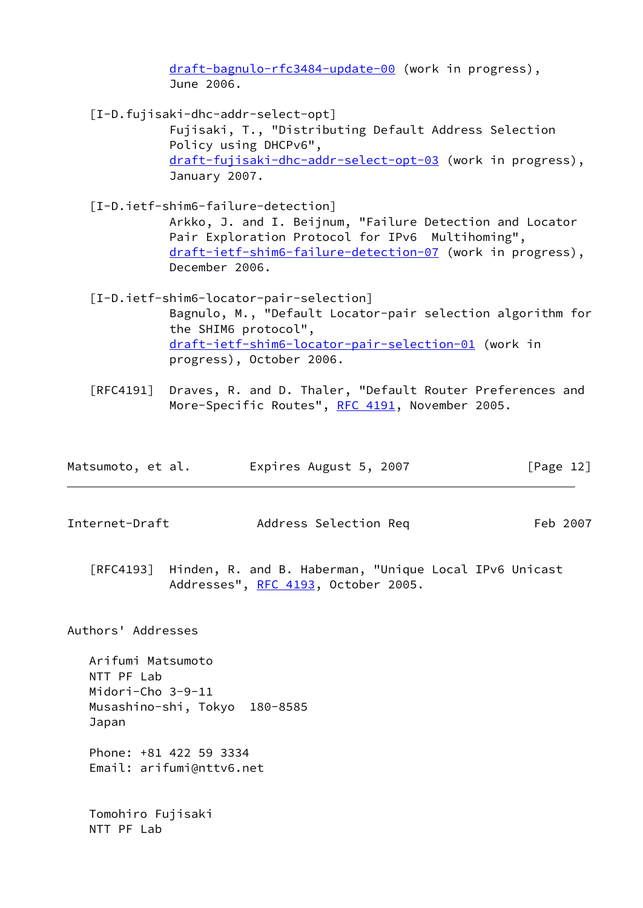draft-bagnulo-rfc3484-update-00 (work in progress), June 2006.

[I-D.fujisaki-dhc-addr-select-opt]
Fujisaki, T., "Distributing Default Address Selection Policy using DHCPv6", draft-fujisaki-dhc-addr-select-opt-03 (work in progress), January 2007.

[I-D.ietf-shim6-failure-detection]
Arkko, J. and I. Beijnum, "Failure Detection and Locator Pair Exploration Protocol for IPv6 Multihoming", draft-ietf-shim6-failure-detection-07 (work in progress), December 2006.

[I-D.ietf-shim6-locator-pair-selection]
Bagnulo, M., "Default Locator-pair selection algorithm for the SHIM6 protocol", draft-ietf-shim6-locator-pair-selection-01 (work in progress), October 2006.

[RFC4191] Draves, R. and D. Thaler, "Default Router Preferences and More-Specific Routes", RFC 4191, November 2005.

[RFC4193] Hinden, R. and B. Haberman, "Unique Local IPv6 Unicast Addresses", RFC 4193, October 2005.

## Authors' Addresses

Arifumi Matsumoto
NTT PF Lab
Midori-Cho 3-9-11
Musashino-shi, Tokyo 180-8585
Japan

Phone: +81 422 59 3334
Email: arifumi@nttv6.net

Tomohiro Fujisaki
NTT PF Lab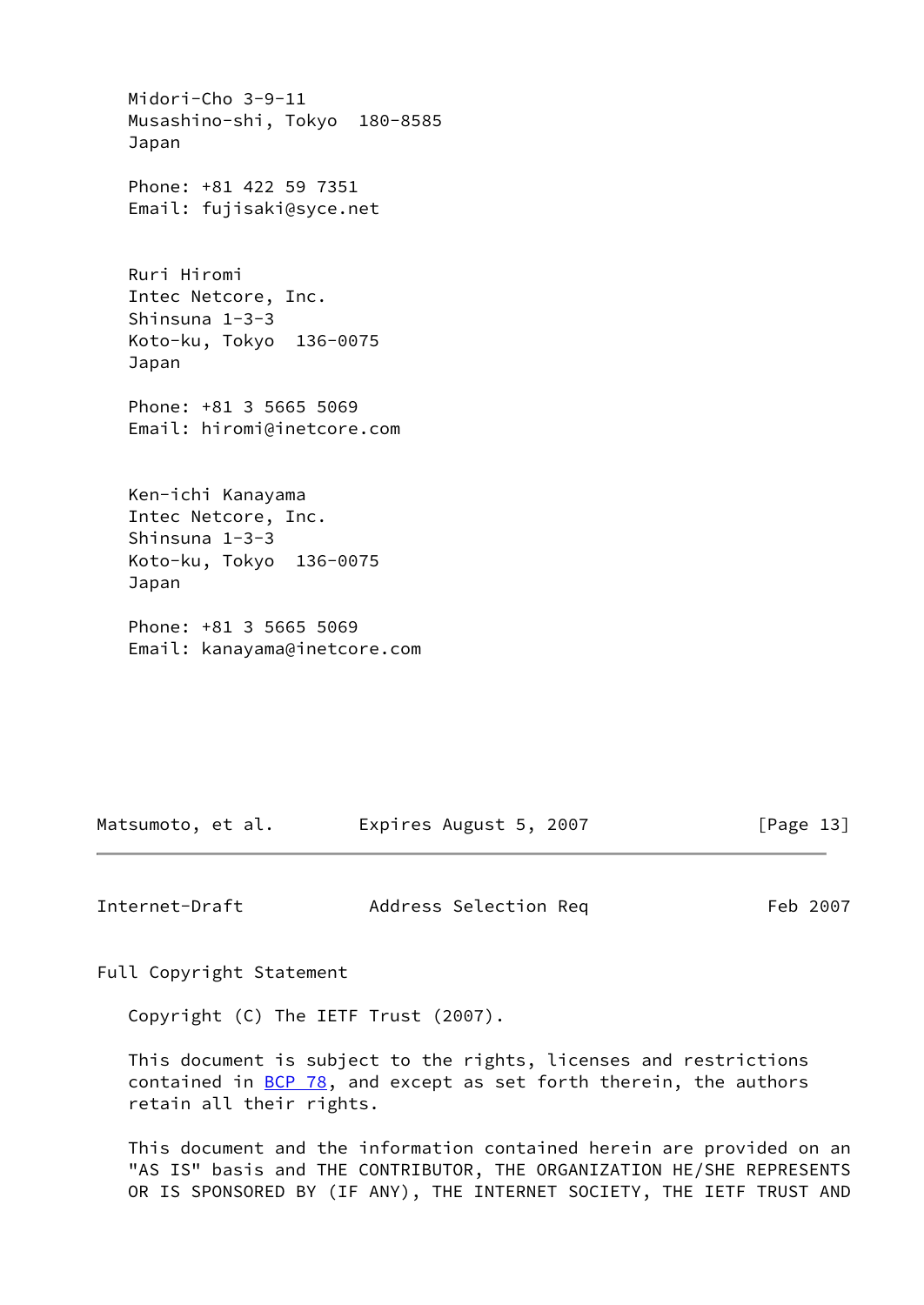Midori-Cho 3-9-11
Musashino-shi, Tokyo  180-8585
Japan

Phone: +81 422 59 7351
Email: fujisaki@syce.net

Ruri Hiromi
Intec Netcore, Inc.
Shinsuna 1-3-3
Koto-ku, Tokyo  136-0075
Japan

Phone: +81 3 5665 5069
Email: hiromi@inetcore.com

Ken-ichi Kanayama
Intec Netcore, Inc.
Shinsuna 1-3-3
Koto-ku, Tokyo  136-0075
Japan

Phone: +81 3 5665 5069
Email: kanayama@inetcore.com

## Full Copyright Statement

Copyright (C) The IETF Trust (2007).

This document is subject to the rights, licenses and restrictions contained in BCP 78, and except as set forth therein, the authors retain all their rights.

This document and the information contained herein are provided on an "AS IS" basis and THE CONTRIBUTOR, THE ORGANIZATION HE/SHE REPRESENTS OR IS SPONSORED BY (IF ANY), THE INTERNET SOCIETY, THE IETF TRUST AND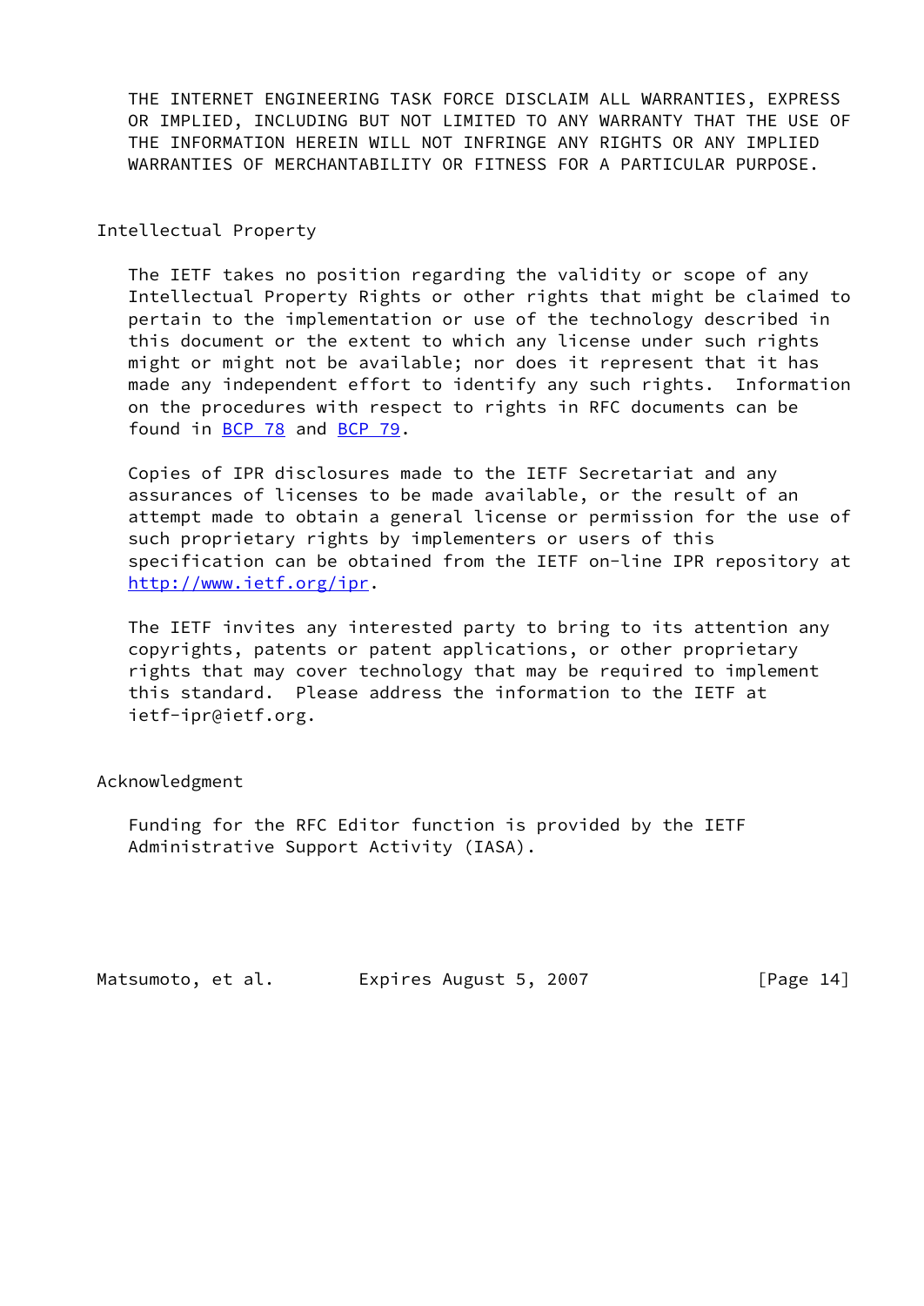THE INTERNET ENGINEERING TASK FORCE DISCLAIM ALL WARRANTIES, EXPRESS OR IMPLIED, INCLUDING BUT NOT LIMITED TO ANY WARRANTY THAT THE USE OF THE INFORMATION HEREIN WILL NOT INFRINGE ANY RIGHTS OR ANY IMPLIED WARRANTIES OF MERCHANTABILITY OR FITNESS FOR A PARTICULAR PURPOSE.

## Intellectual Property

The IETF takes no position regarding the validity or scope of any Intellectual Property Rights or other rights that might be claimed to pertain to the implementation or use of the technology described in this document or the extent to which any license under such rights might or might not be available; nor does it represent that it has made any independent effort to identify any such rights. Information on the procedures with respect to rights in RFC documents can be found in BCP 78 and BCP 79.

Copies of IPR disclosures made to the IETF Secretariat and any assurances of licenses to be made available, or the result of an attempt made to obtain a general license or permission for the use of such proprietary rights by implementers or users of this specification can be obtained from the IETF on-line IPR repository at http://www.ietf.org/ipr.

The IETF invites any interested party to bring to its attention any copyrights, patents or patent applications, or other proprietary rights that may cover technology that may be required to implement this standard. Please address the information to the IETF at ietf-ipr@ietf.org.

## Acknowledgment

Funding for the RFC Editor function is provided by the IETF Administrative Support Activity (IASA).